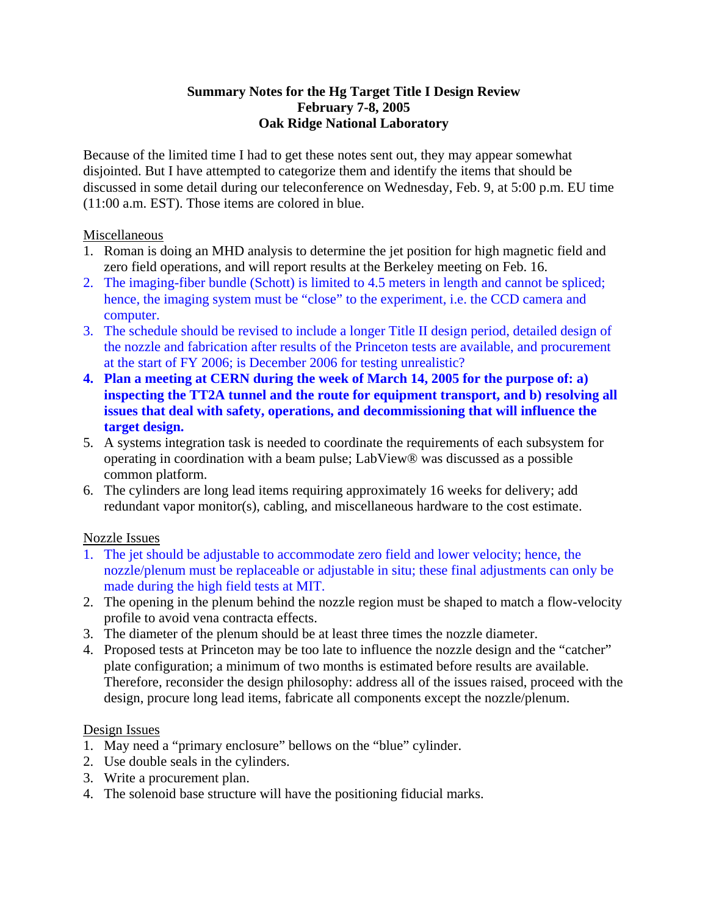**Summary Notes for the Hg Target Title I Design Review**
**February 7-8, 2005**
**Oak Ridge National Laboratory**

Because of the limited time I had to get these notes sent out, they may appear somewhat disjointed. But I have attempted to categorize them and identify the items that should be discussed in some detail during our teleconference on Wednesday, Feb. 9, at 5:00 p.m. EU time (11:00 a.m. EST). Those items are colored in blue.

Miscellaneous

1. Roman is doing an MHD analysis to determine the jet position for high magnetic field and zero field operations, and will report results at the Berkeley meeting on Feb. 16.
2. The imaging-fiber bundle (Schott) is limited to 4.5 meters in length and cannot be spliced; hence, the imaging system must be "close" to the experiment, i.e. the CCD camera and computer.
3. The schedule should be revised to include a longer Title II design period, detailed design of the nozzle and fabrication after results of the Princeton tests are available, and procurement at the start of FY 2006; is December 2006 for testing unrealistic?
4. **Plan a meeting at CERN during the week of March 14, 2005 for the purpose of: a) inspecting the TT2A tunnel and the route for equipment transport, and b) resolving all issues that deal with safety, operations, and decommissioning that will influence the target design.**
5. A systems integration task is needed to coordinate the requirements of each subsystem for operating in coordination with a beam pulse; LabView® was discussed as a possible common platform.
6. The cylinders are long lead items requiring approximately 16 weeks for delivery; add redundant vapor monitor(s), cabling, and miscellaneous hardware to the cost estimate.

Nozzle Issues

1. The jet should be adjustable to accommodate zero field and lower velocity; hence, the nozzle/plenum must be replaceable or adjustable in situ; these final adjustments can only be made during the high field tests at MIT.
2. The opening in the plenum behind the nozzle region must be shaped to match a flow-velocity profile to avoid vena contracta effects.
3. The diameter of the plenum should be at least three times the nozzle diameter.
4. Proposed tests at Princeton may be too late to influence the nozzle design and the "catcher" plate configuration; a minimum of two months is estimated before results are available. Therefore, reconsider the design philosophy: address all of the issues raised, proceed with the design, procure long lead items, fabricate all components except the nozzle/plenum.

Design Issues

1. May need a "primary enclosure" bellows on the "blue" cylinder.
2. Use double seals in the cylinders.
3. Write a procurement plan.
4. The solenoid base structure will have the positioning fiducial marks.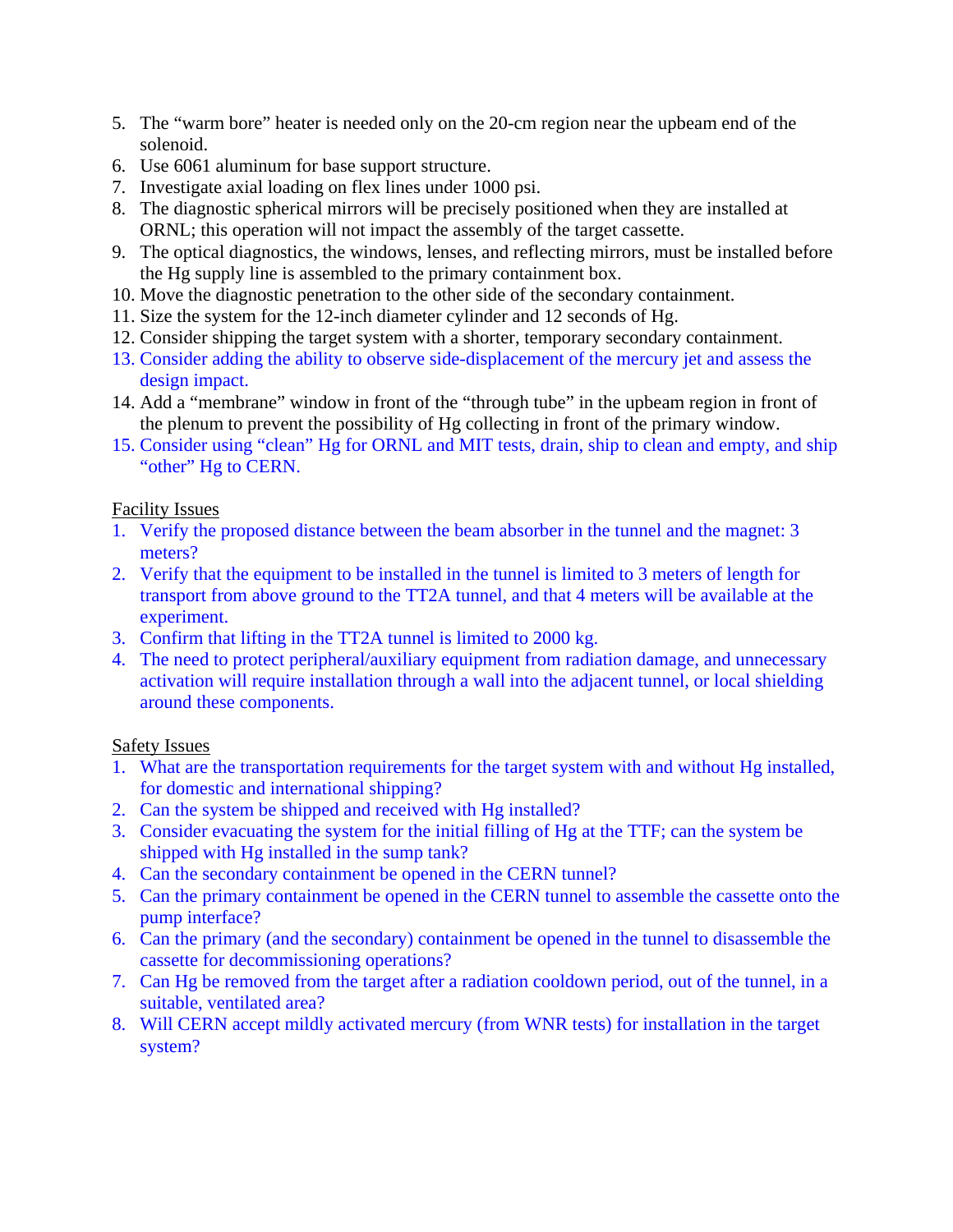5. The "warm bore" heater is needed only on the 20-cm region near the upbeam end of the solenoid.
6. Use 6061 aluminum for base support structure.
7. Investigate axial loading on flex lines under 1000 psi.
8. The diagnostic spherical mirrors will be precisely positioned when they are installed at ORNL; this operation will not impact the assembly of the target cassette.
9. The optical diagnostics, the windows, lenses, and reflecting mirrors, must be installed before the Hg supply line is assembled to the primary containment box.
10. Move the diagnostic penetration to the other side of the secondary containment.
11. Size the system for the 12-inch diameter cylinder and 12 seconds of Hg.
12. Consider shipping the target system with a shorter, temporary secondary containment.
13. Consider adding the ability to observe side-displacement of the mercury jet and assess the design impact.
14. Add a "membrane" window in front of the "through tube" in the upbeam region in front of the plenum to prevent the possibility of Hg collecting in front of the primary window.
15. Consider using "clean" Hg for ORNL and MIT tests, drain, ship to clean and empty, and ship "other" Hg to CERN.

Facility Issues

1. Verify the proposed distance between the beam absorber in the tunnel and the magnet: 3 meters?
2. Verify that the equipment to be installed in the tunnel is limited to 3 meters of length for transport from above ground to the TT2A tunnel, and that 4 meters will be available at the experiment.
3. Confirm that lifting in the TT2A tunnel is limited to 2000 kg.
4. The need to protect peripheral/auxiliary equipment from radiation damage, and unnecessary activation will require installation through a wall into the adjacent tunnel, or local shielding around these components.

Safety Issues

1. What are the transportation requirements for the target system with and without Hg installed, for domestic and international shipping?
2. Can the system be shipped and received with Hg installed?
3. Consider evacuating the system for the initial filling of Hg at the TTF; can the system be shipped with Hg installed in the sump tank?
4. Can the secondary containment be opened in the CERN tunnel?
5. Can the primary containment be opened in the CERN tunnel to assemble the cassette onto the pump interface?
6. Can the primary (and the secondary) containment be opened in the tunnel to disassemble the cassette for decommissioning operations?
7. Can Hg be removed from the target after a radiation cooldown period, out of the tunnel, in a suitable, ventilated area?
8. Will CERN accept mildly activated mercury (from WNR tests) for installation in the target system?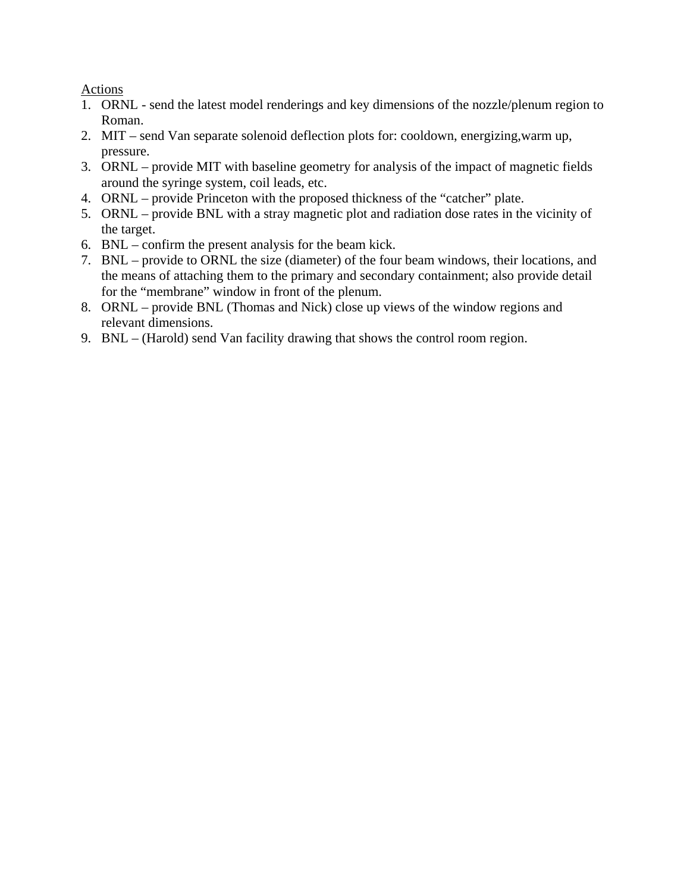Actions

1. ORNL - send the latest model renderings and key dimensions of the nozzle/plenum region to Roman.
2. MIT – send Van separate solenoid deflection plots for: cooldown, energizing,warm up, pressure.
3. ORNL – provide MIT with baseline geometry for analysis of the impact of magnetic fields around the syringe system, coil leads, etc.
4. ORNL – provide Princeton with the proposed thickness of the "catcher" plate.
5. ORNL – provide BNL with a stray magnetic plot and radiation dose rates in the vicinity of the target.
6. BNL – confirm the present analysis for the beam kick.
7. BNL – provide to ORNL the size (diameter) of the four beam windows, their locations, and the means of attaching them to the primary and secondary containment; also provide detail for the "membrane" window in front of the plenum.
8. ORNL – provide BNL (Thomas and Nick) close up views of the window regions and relevant dimensions.
9. BNL – (Harold) send Van facility drawing that shows the control room region.